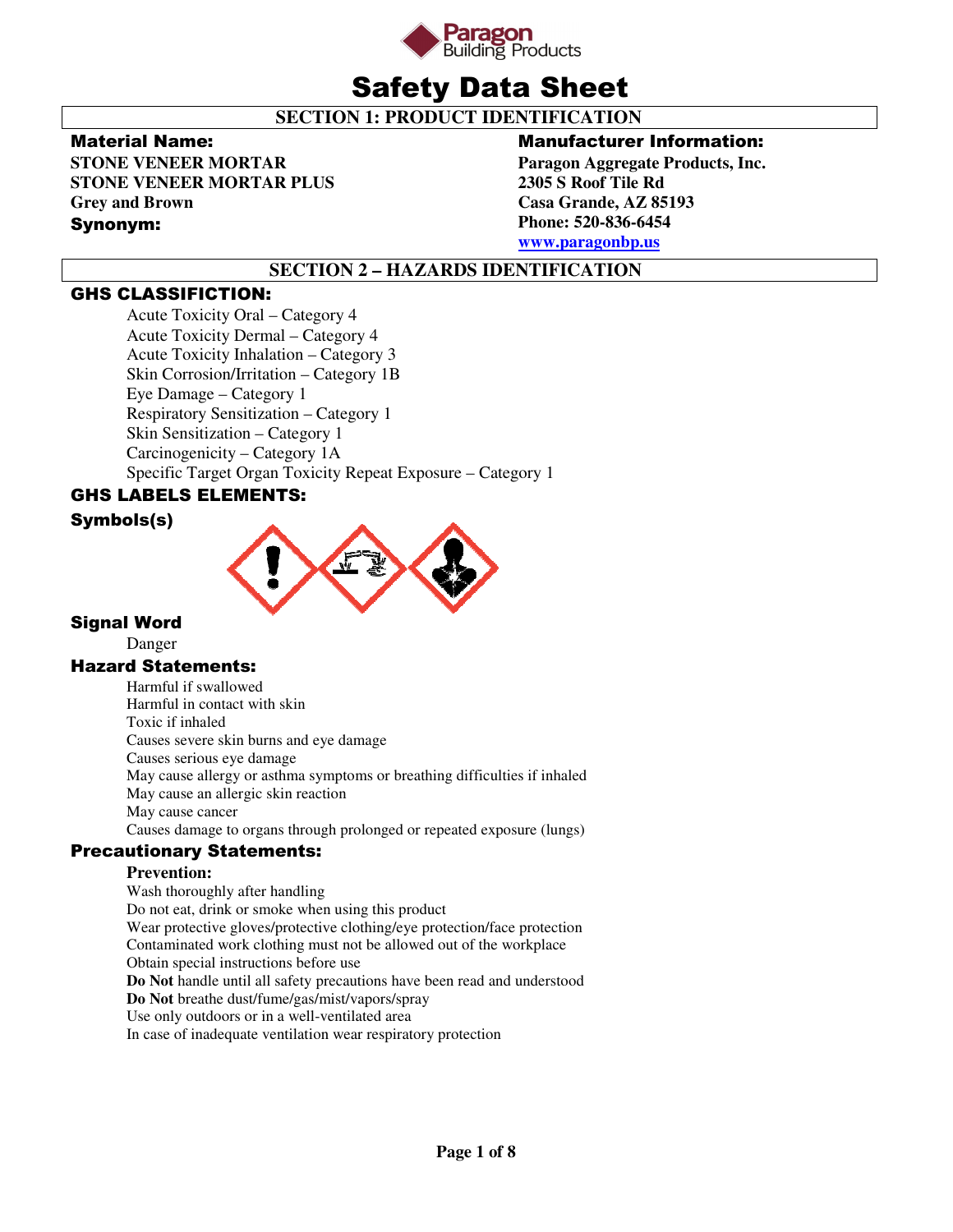Paragon Building Products

# Safety Data Sheet

## SECTION 1: PRODUCT IDENTIFICATION

**Material Name:**

**STONE VENEER MORTAR**
**STONE VENEER MORTAR PLUS**
**Grey and Brown**

**Synonym:**

**Manufacturer Information:**

**Paragon Aggregate Products, Inc.**
**2305 S Roof Tile Rd**
**Casa Grande, AZ 85193**
**Phone: 520-836-6454**
**www.paragonbp.us**

## SECTION 2 – HAZARDS IDENTIFICATION

### GHS CLASSIFICTION:

Acute Toxicity Oral – Category 4
Acute Toxicity Dermal – Category 4
Acute Toxicity Inhalation – Category 3
Skin Corrosion/Irritation – Category 1B
Eye Damage – Category 1
Respiratory Sensitization – Category 1
Skin Sensitization – Category 1
Carcinogenicity – Category 1A
Specific Target Organ Toxicity Repeat Exposure – Category 1

### GHS LABELS ELEMENTS:

**Symbols(s)**

**Signal Word**

Danger

**Hazard Statements:**

Harmful if swallowed
Harmful in contact with skin
Toxic if inhaled
Causes severe skin burns and eye damage
Causes serious eye damage
May cause allergy or asthma symptoms or breathing difficulties if inhaled
May cause an allergic skin reaction
May cause cancer
Causes damage to organs through prolonged or repeated exposure (lungs)

**Precautionary Statements:**

**Prevention:**

Wash thoroughly after handling
Do not eat, drink or smoke when using this product
Wear protective gloves/protective clothing/eye protection/face protection
Contaminated work clothing must not be allowed out of the workplace
Obtain special instructions before use
**Do Not** handle until all safety precautions have been read and understood
**Do Not** breathe dust/fume/gas/mist/vapors/spray
Use only outdoors or in a well-ventilated area
In case of inadequate ventilation wear respiratory protection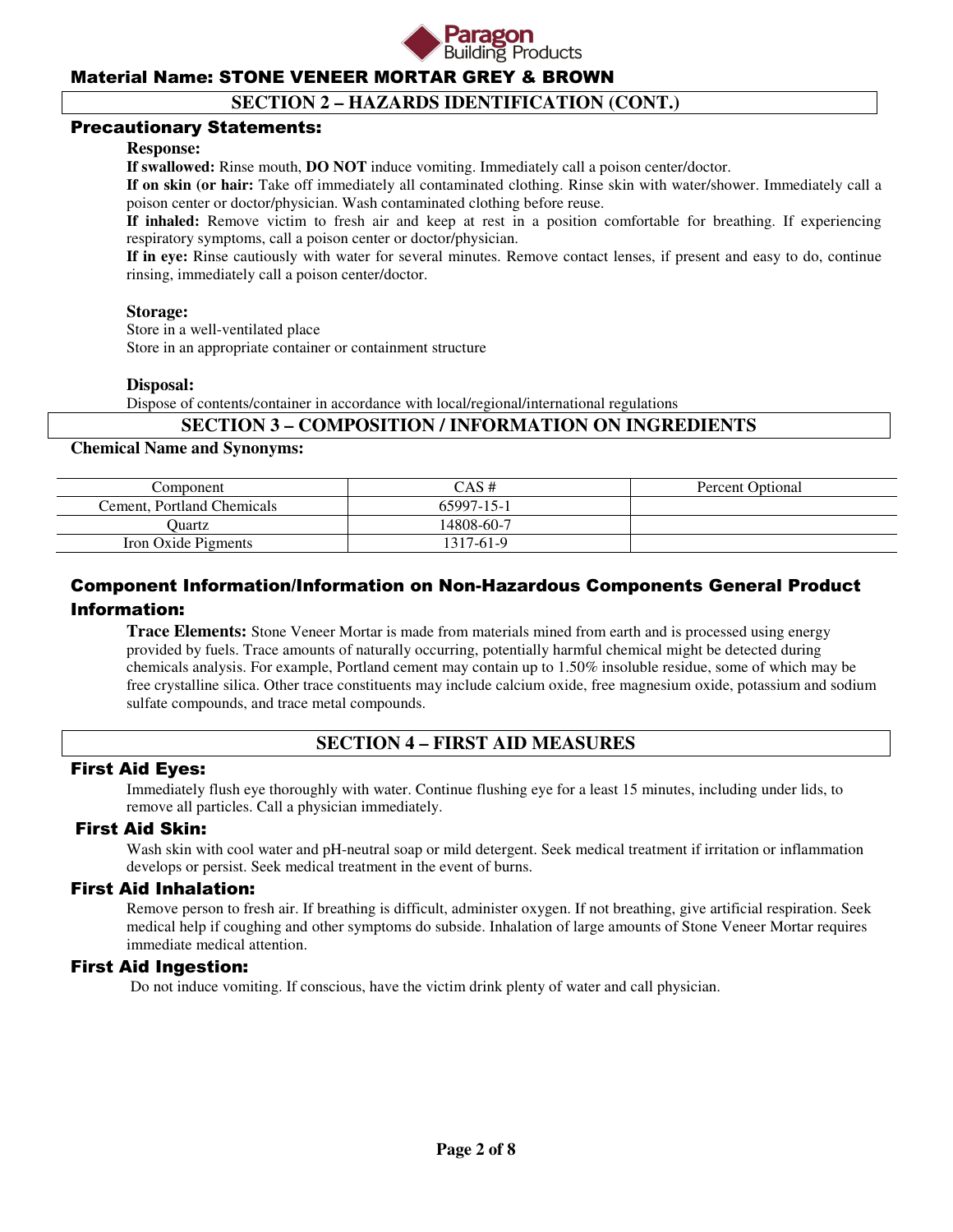## SECTION 2 – HAZARDS IDENTIFICATION (CONT.)

### Precautionary Statements:

**Response:**

**If swallowed:** Rinse mouth, **DO NOT** induce vomiting. Immediately call a poison center/doctor.

**If on skin (or hair:** Take off immediately all contaminated clothing. Rinse skin with water/shower. Immediately call a poison center or doctor/physician. Wash contaminated clothing before reuse.

**If inhaled:** Remove victim to fresh air and keep at rest in a position comfortable for breathing. If experiencing respiratory symptoms, call a poison center or doctor/physician.

**If in eye:** Rinse cautiously with water for several minutes. Remove contact lenses, if present and easy to do, continue rinsing, immediately call a poison center/doctor.

**Storage:**

Store in a well-ventilated place

Store in an appropriate container or containment structure

**Disposal:**

Dispose of contents/container in accordance with local/regional/international regulations

## SECTION 3 – COMPOSITION / INFORMATION ON INGREDIENTS

**Chemical Name and Synonyms:**

| Component | CAS # | Percent Optional |
|---|---|---|
| Cement, Portland Chemicals | 65997-15-1 | |
| Quartz | 14808-60-7 | |
| Iron Oxide Pigments | 1317-61-9 | |

### Component Information/Information on Non-Hazardous Components General Product Information:

**Trace Elements:** Stone Veneer Mortar is made from materials mined from earth and is processed using energy provided by fuels. Trace amounts of naturally occurring, potentially harmful chemical might be detected during chemicals analysis. For example, Portland cement may contain up to 1.50% insoluble residue, some of which may be free crystalline silica. Other trace constituents may include calcium oxide, free magnesium oxide, potassium and sodium sulfate compounds, and trace metal compounds.

## SECTION 4 – FIRST AID MEASURES

### First Aid Eyes:

Immediately flush eye thoroughly with water. Continue flushing eye for a least 15 minutes, including under lids, to remove all particles. Call a physician immediately.

### First Aid Skin:

Wash skin with cool water and pH-neutral soap or mild detergent. Seek medical treatment if irritation or inflammation develops or persist. Seek medical treatment in the event of burns.

### First Aid Inhalation:

Remove person to fresh air. If breathing is difficult, administer oxygen. If not breathing, give artificial respiration. Seek medical help if coughing and other symptoms do subside. Inhalation of large amounts of Stone Veneer Mortar requires immediate medical attention.

### First Aid Ingestion:

Do not induce vomiting. If conscious, have the victim drink plenty of water and call physician.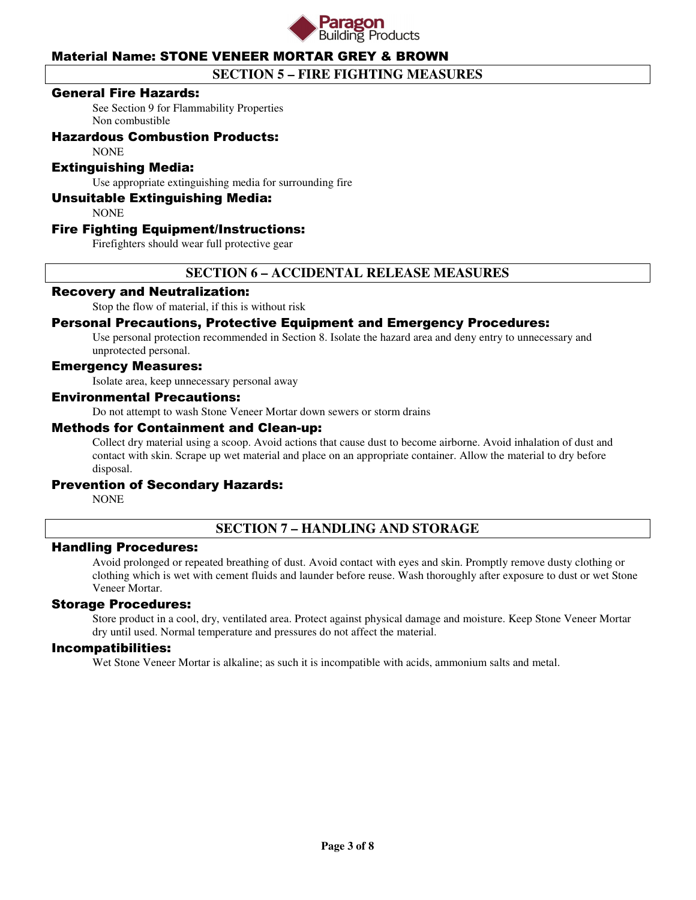Material Name: STONE VENEER MORTAR GREY & BROWN

## SECTION 5 – FIRE FIGHTING MEASURES

### General Fire Hazards:

See Section 9 for Flammability Properties
Non combustible

### Hazardous Combustion Products:

NONE

### Extinguishing Media:

Use appropriate extinguishing media for surrounding fire

### Unsuitable Extinguishing Media:

NONE

### Fire Fighting Equipment/Instructions:

Firefighters should wear full protective gear

## SECTION 6 – ACCIDENTAL RELEASE MEASURES

### Recovery and Neutralization:

Stop the flow of material, if this is without risk

### Personal Precautions, Protective Equipment and Emergency Procedures:

Use personal protection recommended in Section 8. Isolate the hazard area and deny entry to unnecessary and unprotected personal.

### Emergency Measures:

Isolate area, keep unnecessary personal away

### Environmental Precautions:

Do not attempt to wash Stone Veneer Mortar down sewers or storm drains

### Methods for Containment and Clean-up:

Collect dry material using a scoop. Avoid actions that cause dust to become airborne. Avoid inhalation of dust and contact with skin. Scrape up wet material and place on an appropriate container. Allow the material to dry before disposal.

### Prevention of Secondary Hazards:

NONE

## SECTION 7 – HANDLING AND STORAGE

### Handling Procedures:

Avoid prolonged or repeated breathing of dust. Avoid contact with eyes and skin. Promptly remove dusty clothing or clothing which is wet with cement fluids and launder before reuse. Wash thoroughly after exposure to dust or wet Stone Veneer Mortar.

### Storage Procedures:

Store product in a cool, dry, ventilated area. Protect against physical damage and moisture. Keep Stone Veneer Mortar dry until used. Normal temperature and pressures do not affect the material.

### Incompatibilities:

Wet Stone Veneer Mortar is alkaline; as such it is incompatible with acids, ammonium salts and metal.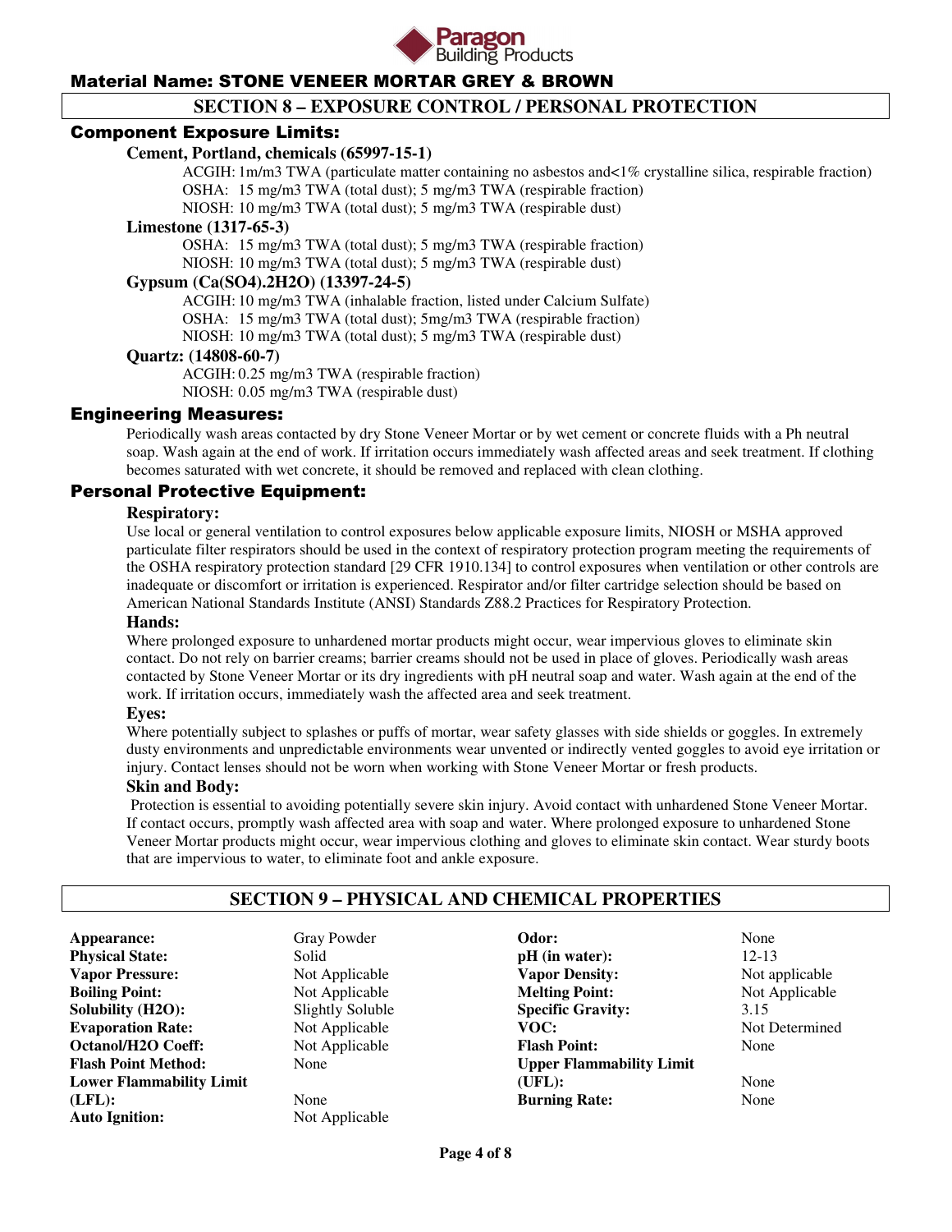## Material Name: STONE VENEER MORTAR GREY & BROWN

## SECTION 8 – EXPOSURE CONTROL / PERSONAL PROTECTION

### Component Exposure Limits:

**Cement, Portland, chemicals (65997-15-1)**

ACGIH: 1m/m3 TWA (particulate matter containing no asbestos and<1% crystalline silica, respirable fraction)
OSHA: 15 mg/m3 TWA (total dust); 5 mg/m3 TWA (respirable fraction)
NIOSH: 10 mg/m3 TWA (total dust); 5 mg/m3 TWA (respirable dust)

**Limestone (1317-65-3)**

OSHA: 15 mg/m3 TWA (total dust); 5 mg/m3 TWA (respirable fraction)
NIOSH: 10 mg/m3 TWA (total dust); 5 mg/m3 TWA (respirable dust)

**Gypsum (Ca(SO4).2H2O) (13397-24-5)**

ACGIH: 10 mg/m3 TWA (inhalable fraction, listed under Calcium Sulfate)
OSHA: 15 mg/m3 TWA (total dust); 5mg/m3 TWA (respirable fraction)
NIOSH: 10 mg/m3 TWA (total dust); 5 mg/m3 TWA (respirable dust)

**Quartz: (14808-60-7)**

ACGIH: 0.25 mg/m3 TWA (respirable fraction)
NIOSH: 0.05 mg/m3 TWA (respirable dust)

### Engineering Measures:

Periodically wash areas contacted by dry Stone Veneer Mortar or by wet cement or concrete fluids with a Ph neutral soap. Wash again at the end of work. If irritation occurs immediately wash affected areas and seek treatment. If clothing becomes saturated with wet concrete, it should be removed and replaced with clean clothing.

### Personal Protective Equipment:

**Respiratory:**

Use local or general ventilation to control exposures below applicable exposure limits, NIOSH or MSHA approved particulate filter respirators should be used in the context of respiratory protection program meeting the requirements of the OSHA respiratory protection standard [29 CFR 1910.134] to control exposures when ventilation or other controls are inadequate or discomfort or irritation is experienced. Respirator and/or filter cartridge selection should be based on American National Standards Institute (ANSI) Standards Z88.2 Practices for Respiratory Protection.

**Hands:**

Where prolonged exposure to unhardened mortar products might occur, wear impervious gloves to eliminate skin contact. Do not rely on barrier creams; barrier creams should not be used in place of gloves. Periodically wash areas contacted by Stone Veneer Mortar or its dry ingredients with pH neutral soap and water. Wash again at the end of the work. If irritation occurs, immediately wash the affected area and seek treatment.

**Eyes:**

Where potentially subject to splashes or puffs of mortar, wear safety glasses with side shields or goggles. In extremely dusty environments and unpredictable environments wear unvented or indirectly vented goggles to avoid eye irritation or injury. Contact lenses should not be worn when working with Stone Veneer Mortar or fresh products.

**Skin and Body:**

Protection is essential to avoiding potentially severe skin injury. Avoid contact with unhardened Stone Veneer Mortar. If contact occurs, promptly wash affected area with soap and water. Where prolonged exposure to unhardened Stone Veneer Mortar products might occur, wear impervious clothing and gloves to eliminate skin contact. Wear sturdy boots that are impervious to water, to eliminate foot and ankle exposure.

## SECTION 9 – PHYSICAL AND CHEMICAL PROPERTIES

| | | | |
|---|---|---|---|
| **Appearance:** | Gray Powder | **Odor:** | None |
| **Physical State:** | Solid | **pH (in water):** | 12-13 |
| **Vapor Pressure:** | Not Applicable | **Vapor Density:** | Not applicable |
| **Boiling Point:** | Not Applicable | **Melting Point:** | Not Applicable |
| **Solubility (H2O):** | Slightly Soluble | **Specific Gravity:** | 3.15 |
| **Evaporation Rate:** | Not Applicable | **VOC:** | Not Determined |
| **Octanol/H2O Coeff:** | Not Applicable | **Flash Point:** | None |
| **Flash Point Method:** | None | **Upper Flammability Limit (UFL):** | None |
| **Lower Flammability Limit (LFL):** | None | **Burning Rate:** | None |
| **Auto Ignition:** | Not Applicable | | |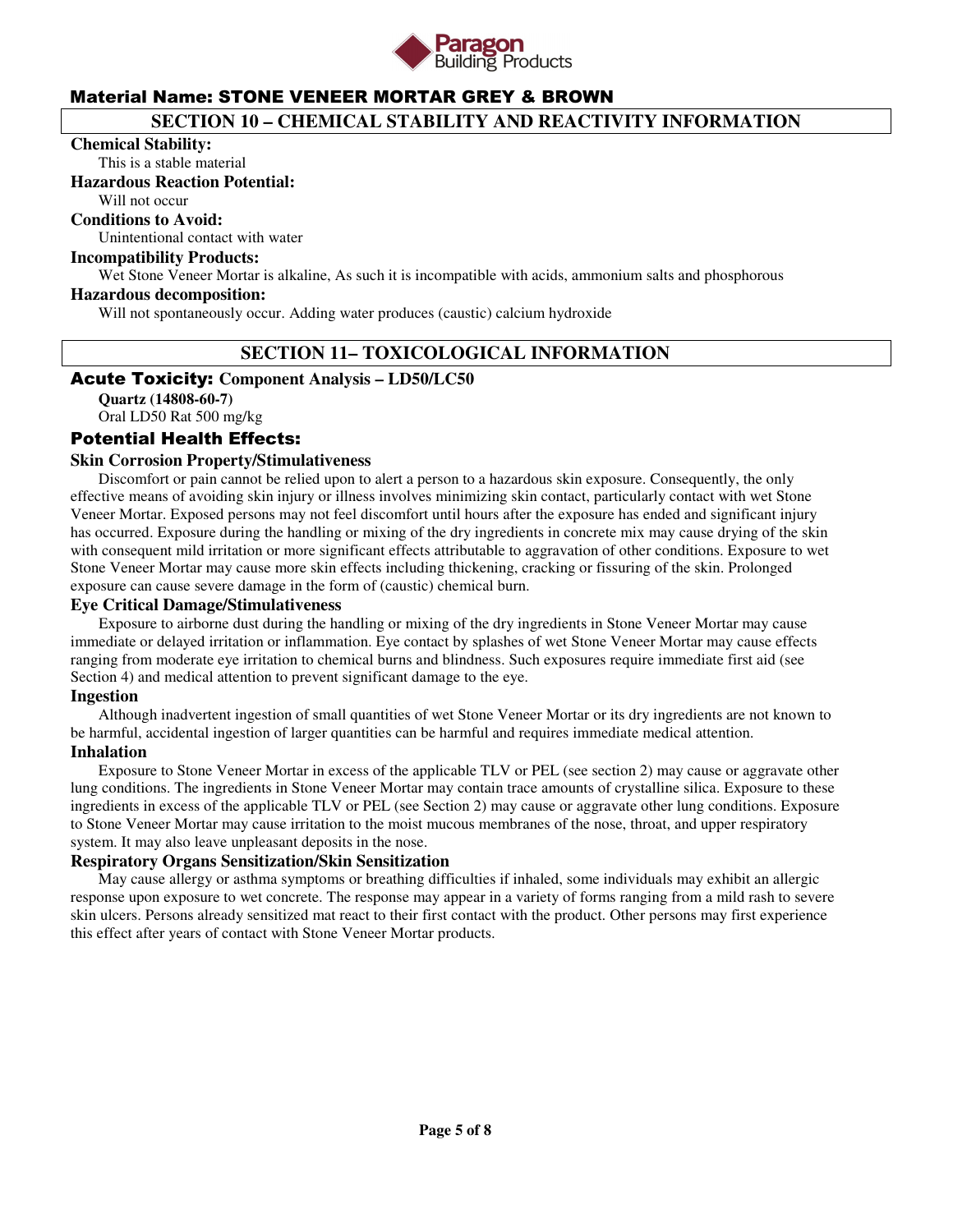## Material Name: STONE VENEER MORTAR GREY & BROWN

## SECTION 10 – CHEMICAL STABILITY AND REACTIVITY INFORMATION

**Chemical Stability:**

This is a stable material

**Hazardous Reaction Potential:**

Will not occur

**Conditions to Avoid:**

Unintentional contact with water

**Incompatibility Products:**

Wet Stone Veneer Mortar is alkaline, As such it is incompatible with acids, ammonium salts and phosphorous

**Hazardous decomposition:**

Will not spontaneously occur. Adding water produces (caustic) calcium hydroxide

## SECTION 11– TOXICOLOGICAL INFORMATION

### Acute Toxicity: Component Analysis – LD50/LC50

**Quartz (14808-60-7)**
Oral LD50 Rat 500 mg/kg

### Potential Health Effects:

**Skin Corrosion Property/Stimulativeness**

Discomfort or pain cannot be relied upon to alert a person to a hazardous skin exposure. Consequently, the only effective means of avoiding skin injury or illness involves minimizing skin contact, particularly contact with wet Stone Veneer Mortar. Exposed persons may not feel discomfort until hours after the exposure has ended and significant injury has occurred. Exposure during the handling or mixing of the dry ingredients in concrete mix may cause drying of the skin with consequent mild irritation or more significant effects attributable to aggravation of other conditions. Exposure to wet Stone Veneer Mortar may cause more skin effects including thickening, cracking or fissuring of the skin. Prolonged exposure can cause severe damage in the form of (caustic) chemical burn.

**Eye Critical Damage/Stimulativeness**

Exposure to airborne dust during the handling or mixing of the dry ingredients in Stone Veneer Mortar may cause immediate or delayed irritation or inflammation. Eye contact by splashes of wet Stone Veneer Mortar may cause effects ranging from moderate eye irritation to chemical burns and blindness. Such exposures require immediate first aid (see Section 4) and medical attention to prevent significant damage to the eye.

**Ingestion**

Although inadvertent ingestion of small quantities of wet Stone Veneer Mortar or its dry ingredients are not known to be harmful, accidental ingestion of larger quantities can be harmful and requires immediate medical attention.

**Inhalation**

Exposure to Stone Veneer Mortar in excess of the applicable TLV or PEL (see section 2) may cause or aggravate other lung conditions. The ingredients in Stone Veneer Mortar may contain trace amounts of crystalline silica. Exposure to these ingredients in excess of the applicable TLV or PEL (see Section 2) may cause or aggravate other lung conditions. Exposure to Stone Veneer Mortar may cause irritation to the moist mucous membranes of the nose, throat, and upper respiratory system. It may also leave unpleasant deposits in the nose.

**Respiratory Organs Sensitization/Skin Sensitization**

May cause allergy or asthma symptoms or breathing difficulties if inhaled, some individuals may exhibit an allergic response upon exposure to wet concrete. The response may appear in a variety of forms ranging from a mild rash to severe skin ulcers. Persons already sensitized mat react to their first contact with the product. Other persons may first experience this effect after years of contact with Stone Veneer Mortar products.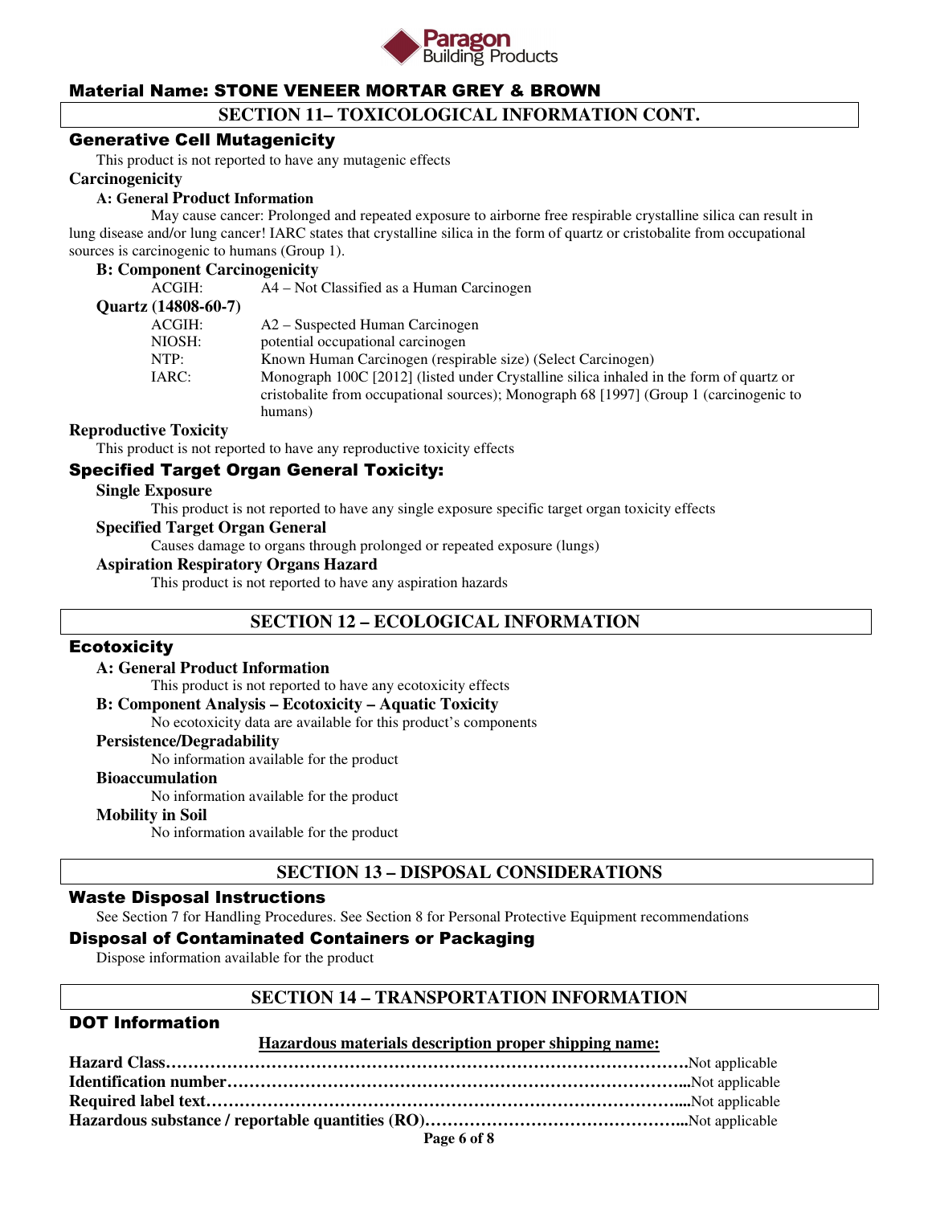## Material Name: STONE VENEER MORTAR GREY & BROWN

## SECTION 11– TOXICOLOGICAL INFORMATION CONT.

### Generative Cell Mutagenicity

This product is not reported to have any mutagenic effects

**Carcinogenicity**

**A: General Product Information**

May cause cancer: Prolonged and repeated exposure to airborne free respirable crystalline silica can result in lung disease and/or lung cancer! IARC states that crystalline silica in the form of quartz or cristobalite from occupational sources is carcinogenic to humans (Group 1).

**B: Component Carcinogenicity**

| | |
|---|---|
| ACGIH: | A4 – Not Classified as a Human Carcinogen |

**Quartz (14808-60-7)**

| | |
|---|---|
| ACGIH: | A2 – Suspected Human Carcinogen |
| NIOSH: | potential occupational carcinogen |
| NTP: | Known Human Carcinogen (respirable size) (Select Carcinogen) |
| IARC: | Monograph 100C [2012] (listed under Crystalline silica inhaled in the form of quartz or cristobalite from occupational sources); Monograph 68 [1997] (Group 1 (carcinogenic to humans) |

**Reproductive Toxicity**

This product is not reported to have any reproductive toxicity effects

### Specified Target Organ General Toxicity:

**Single Exposure**

This product is not reported to have any single exposure specific target organ toxicity effects

**Specified Target Organ General**

Causes damage to organs through prolonged or repeated exposure (lungs)

**Aspiration Respiratory Organs Hazard**

This product is not reported to have any aspiration hazards

## SECTION 12 – ECOLOGICAL INFORMATION

### Ecotoxicity

**A: General Product Information**

This product is not reported to have any ecotoxicity effects

**B: Component Analysis – Ecotoxicity – Aquatic Toxicity**

No ecotoxicity data are available for this product's components

**Persistence/Degradability**

No information available for the product

**Bioaccumulation**

No information available for the product

**Mobility in Soil**

No information available for the product

## SECTION 13 – DISPOSAL CONSIDERATIONS

### Waste Disposal Instructions

See Section 7 for Handling Procedures. See Section 8 for Personal Protective Equipment recommendations

### Disposal of Contaminated Containers or Packaging

Dispose information available for the product

## SECTION 14 – TRANSPORTATION INFORMATION

### DOT Information

**Hazardous materials description proper shipping name:**

**Hazard Class**……………………………………………………………………………………Not applicable
**Identification number**…………………………………………………………………………...Not applicable
**Required label text**……………………………………………………………………………....Not applicable
**Hazardous substance / reportable quantities (RO)**………………………………………...Not applicable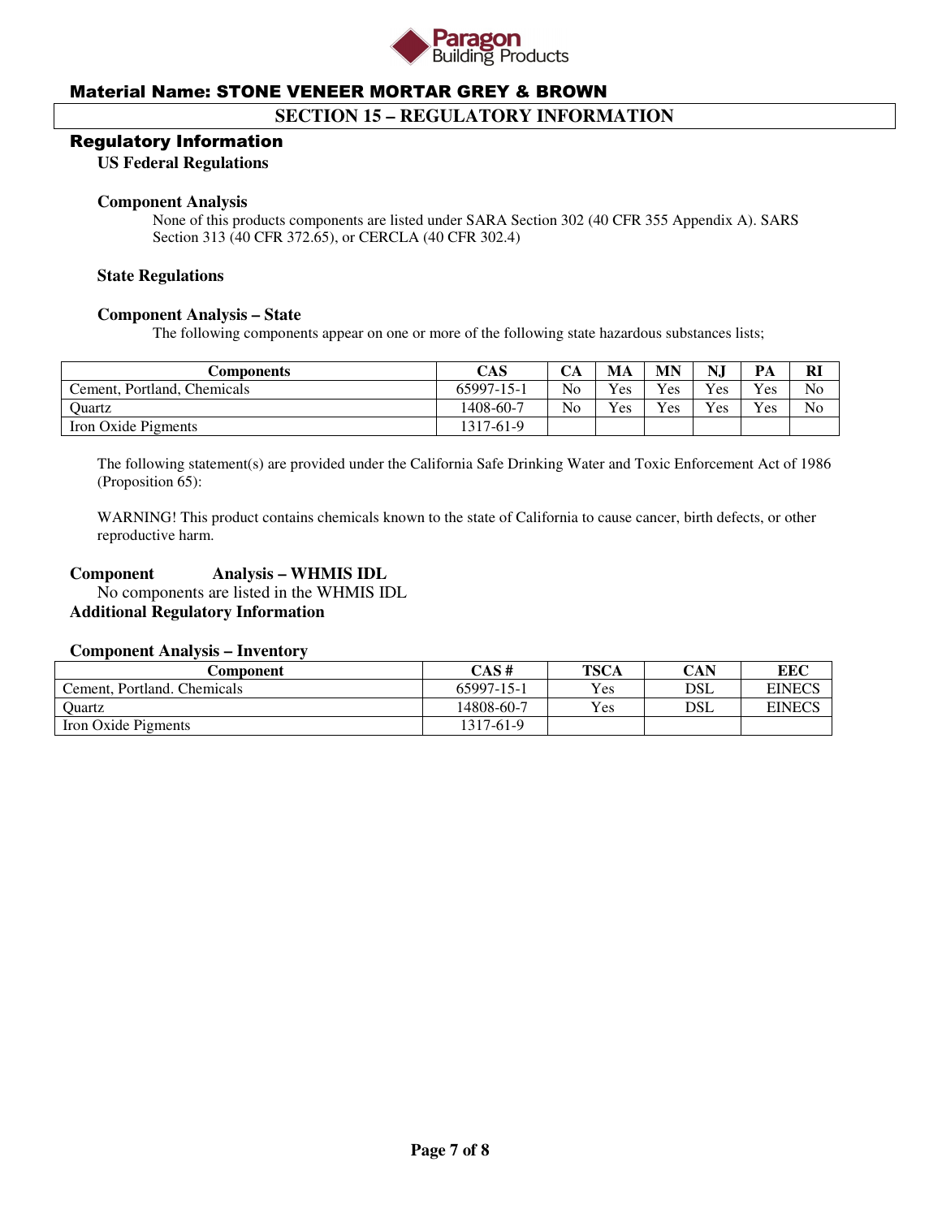**Material Name: STONE VENEER MORTAR GREY & BROWN**

## SECTION 15 – REGULATORY INFORMATION

### Regulatory Information

**US Federal Regulations**

**Component Analysis**

None of this products components are listed under SARA Section 302 (40 CFR 355 Appendix A). SARS Section 313 (40 CFR 372.65), or CERCLA (40 CFR 302.4)

**State Regulations**

**Component Analysis – State**

The following components appear on one or more of the following state hazardous substances lists;

| Components | CAS | CA | MA | MN | NJ | PA | RI |
|---|---|---|---|---|---|---|---|
| Cement, Portland, Chemicals | 65997-15-1 | No | Yes | Yes | Yes | Yes | No |
| Quartz | 1408-60-7 | No | Yes | Yes | Yes | Yes | No |
| Iron Oxide Pigments | 1317-61-9 | | | | | | |

The following statement(s) are provided under the California Safe Drinking Water and Toxic Enforcement Act of 1986 (Proposition 65):

WARNING! This product contains chemicals known to the state of California to cause cancer, birth defects, or other reproductive harm.

**Component Analysis – WHMIS IDL**

No components are listed in the WHMIS IDL

**Additional Regulatory Information**

**Component Analysis – Inventory**

| Component | CAS # | TSCA | CAN | EEC |
|---|---|---|---|---|
| Cement, Portland. Chemicals | 65997-15-1 | Yes | DSL | EINECS |
| Quartz | 14808-60-7 | Yes | DSL | EINECS |
| Iron Oxide Pigments | 1317-61-9 | | | |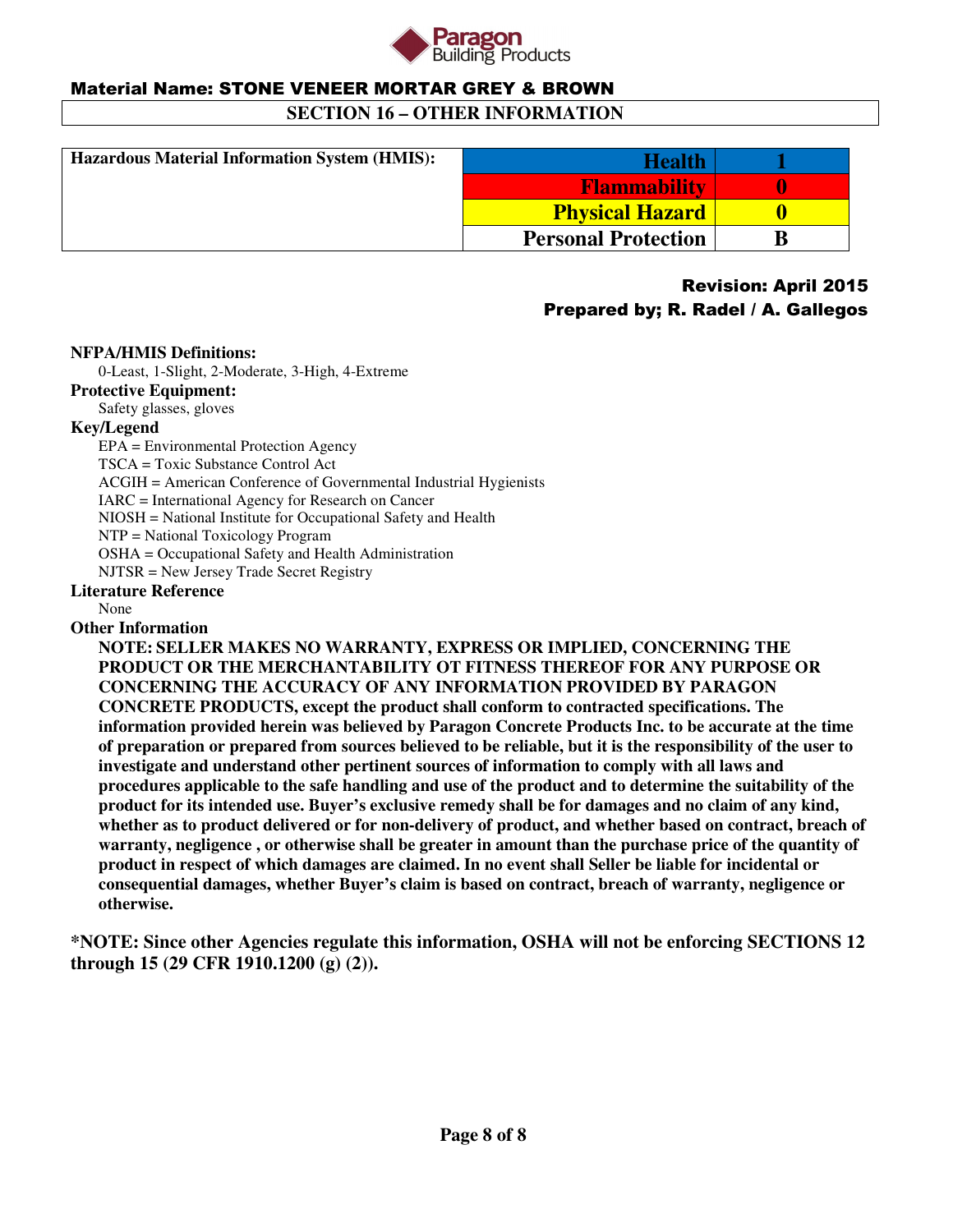Material Name: STONE VENEER MORTAR GREY & BROWN

## SECTION 16 – OTHER INFORMATION

| Hazardous Material Information System (HMIS): | | |
|---|---|---|
| | **Health** | **1** |
| | **Flammability** | **0** |
| | **Physical Hazard** | **0** |
| | **Personal Protection** | **B** |

**Revision: April 2015**
**Prepared by; R. Radel / A. Gallegos**

**NFPA/HMIS Definitions:**
0-Least, 1-Slight, 2-Moderate, 3-High, 4-Extreme

**Protective Equipment:**
Safety glasses, gloves

**Key/Legend**
EPA = Environmental Protection Agency
TSCA = Toxic Substance Control Act
ACGIH = American Conference of Governmental Industrial Hygienists
IARC = International Agency for Research on Cancer
NIOSH = National Institute for Occupational Safety and Health
NTP = National Toxicology Program
OSHA = Occupational Safety and Health Administration
NJTSR = New Jersey Trade Secret Registry

**Literature Reference**
None

**Other Information**
**NOTE: SELLER MAKES NO WARRANTY, EXPRESS OR IMPLIED, CONCERNING THE PRODUCT OR THE MERCHANTABILITY OT FITNESS THEREOF FOR ANY PURPOSE OR CONCERNING THE ACCURACY OF ANY INFORMATION PROVIDED BY PARAGON CONCRETE PRODUCTS, except the product shall conform to contracted specifications. The information provided herein was believed by Paragon Concrete Products Inc. to be accurate at the time of preparation or prepared from sources believed to be reliable, but it is the responsibility of the user to investigate and understand other pertinent sources of information to comply with all laws and procedures applicable to the safe handling and use of the product and to determine the suitability of the product for its intended use. Buyer's exclusive remedy shall be for damages and no claim of any kind, whether as to product delivered or for non-delivery of product, and whether based on contract, breach of warranty, negligence , or otherwise shall be greater in amount than the purchase price of the quantity of product in respect of which damages are claimed. In no event shall Seller be liable for incidental or consequential damages, whether Buyer's claim is based on contract, breach of warranty, negligence or otherwise.**

***NOTE: Since other Agencies regulate this information, OSHA will not be enforcing SECTIONS 12 through 15 (29 CFR 1910.1200 (g) (2)).**